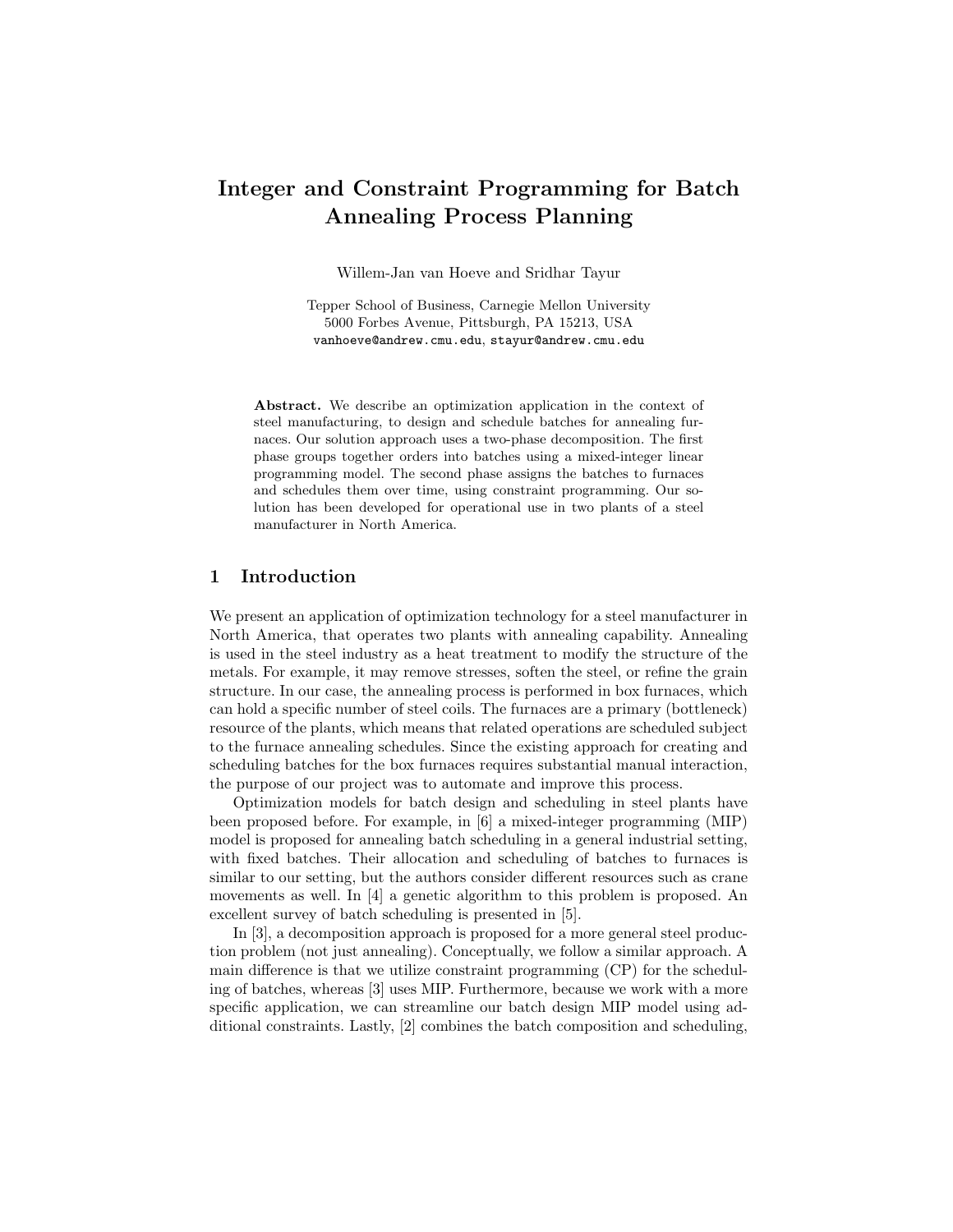# Integer and Constraint Programming for Batch Annealing Process Planning

Willem-Jan van Hoeve and Sridhar Tayur

Tepper School of Business, Carnegie Mellon University
5000 Forbes Avenue, Pittsburgh, PA 15213, USA
vanhoeve@andrew.cmu.edu, stayur@andrew.cmu.edu

**Abstract.** We describe an optimization application in the context of steel manufacturing, to design and schedule batches for annealing furnaces. Our solution approach uses a two-phase decomposition. The first phase groups together orders into batches using a mixed-integer linear programming model. The second phase assigns the batches to furnaces and schedules them over time, using constraint programming. Our solution has been developed for operational use in two plants of a steel manufacturer in North America.

## 1 Introduction

We present an application of optimization technology for a steel manufacturer in North America, that operates two plants with annealing capability. Annealing is used in the steel industry as a heat treatment to modify the structure of the metals. For example, it may remove stresses, soften the steel, or refine the grain structure. In our case, the annealing process is performed in box furnaces, which can hold a specific number of steel coils. The furnaces are a primary (bottleneck) resource of the plants, which means that related operations are scheduled subject to the furnace annealing schedules. Since the existing approach for creating and scheduling batches for the box furnaces requires substantial manual interaction, the purpose of our project was to automate and improve this process.

Optimization models for batch design and scheduling in steel plants have been proposed before. For example, in [6] a mixed-integer programming (MIP) model is proposed for annealing batch scheduling in a general industrial setting, with fixed batches. Their allocation and scheduling of batches to furnaces is similar to our setting, but the authors consider different resources such as crane movements as well. In [4] a genetic algorithm to this problem is proposed. An excellent survey of batch scheduling is presented in [5].

In [3], a decomposition approach is proposed for a more general steel production problem (not just annealing). Conceptually, we follow a similar approach. A main difference is that we utilize constraint programming (CP) for the scheduling of batches, whereas [3] uses MIP. Furthermore, because we work with a more specific application, we can streamline our batch design MIP model using additional constraints. Lastly, [2] combines the batch composition and scheduling,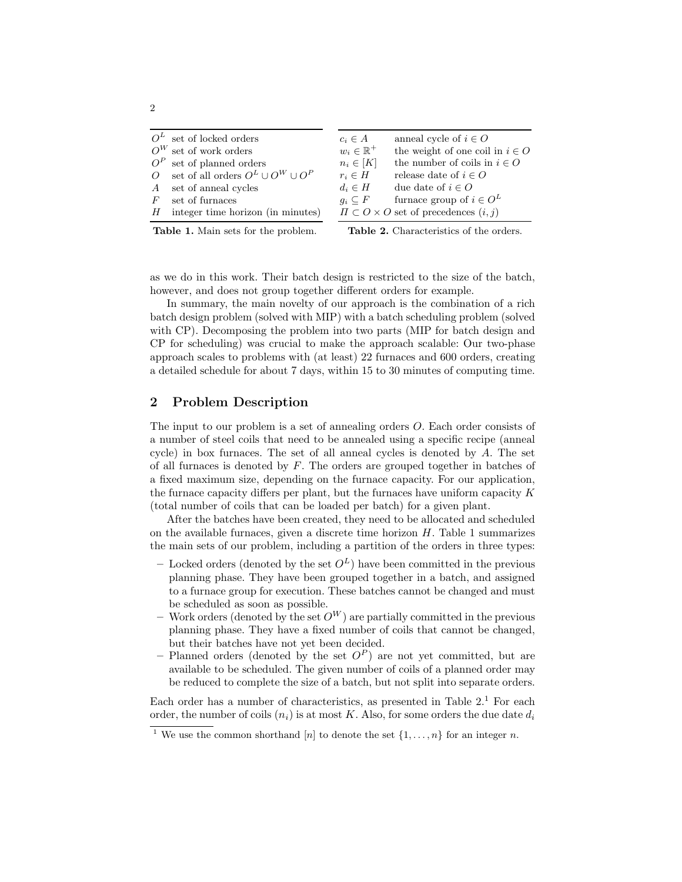| | |
|---|---|
| $O^L$ | set of locked orders |
| $O^W$ | set of work orders |
| $O^P$ | set of planned orders |
| $O$ | set of all orders $O^L \cup O^W \cup O^P$ |
| $A$ | set of anneal cycles |
| $F$ | set of furnaces |
| $H$ | integer time horizon (in minutes) |

**Table 1.** Main sets for the problem.

| | |
|---|---|
| $c_i \in A$ | anneal cycle of $i \in O$ |
| $w_i \in \mathbb{R}^+$ | the weight of one coil in $i \in O$ |
| $n_i \in [K]$ | the number of coils in $i \in O$ |
| $r_i \in H$ | release date of $i \in O$ |
| $d_i \in H$ | due date of $i \in O$ |
| $g_i \subseteq F$ | furnace group of $i \in O^L$ |
| $\Pi \subset O \times O$ | set of precedences $(i, j)$ |

**Table 2.** Characteristics of the orders.

as we do in this work. Their batch design is restricted to the size of the batch, however, and does not group together different orders for example.

In summary, the main novelty of our approach is the combination of a rich batch design problem (solved with MIP) with a batch scheduling problem (solved with CP). Decomposing the problem into two parts (MIP for batch design and CP for scheduling) was crucial to make the approach scalable: Our two-phase approach scales to problems with (at least) 22 furnaces and 600 orders, creating a detailed schedule for about 7 days, within 15 to 30 minutes of computing time.

## 2 Problem Description

The input to our problem is a set of annealing orders $O$. Each order consists of a number of steel coils that need to be annealed using a specific recipe (anneal cycle) in box furnaces. The set of all anneal cycles is denoted by $A$. The set of all furnaces is denoted by $F$. The orders are grouped together in batches of a fixed maximum size, depending on the furnace capacity. For our application, the furnace capacity differs per plant, but the furnaces have uniform capacity $K$ (total number of coils that can be loaded per batch) for a given plant.

After the batches have been created, they need to be allocated and scheduled on the available furnaces, given a discrete time horizon $H$. Table 1 summarizes the main sets of our problem, including a partition of the orders in three types:

- Locked orders (denoted by the set $O^L$) have been committed in the previous planning phase. They have been grouped together in a batch, and assigned to a furnace group for execution. These batches cannot be changed and must be scheduled as soon as possible.
- Work orders (denoted by the set $O^W$) are partially committed in the previous planning phase. They have a fixed number of coils that cannot be changed, but their batches have not yet been decided.
- Planned orders (denoted by the set $O^P$) are not yet committed, but are available to be scheduled. The given number of coils of a planned order may be reduced to complete the size of a batch, but not split into separate orders.

Each order has a number of characteristics, as presented in Table 2.[1] For each order, the number of coils ($n_i$) is at most $K$. Also, for some orders the due date $d_i$

[1] We use the common shorthand $[n]$ to denote the set $\{1, \ldots, n\}$ for an integer $n$.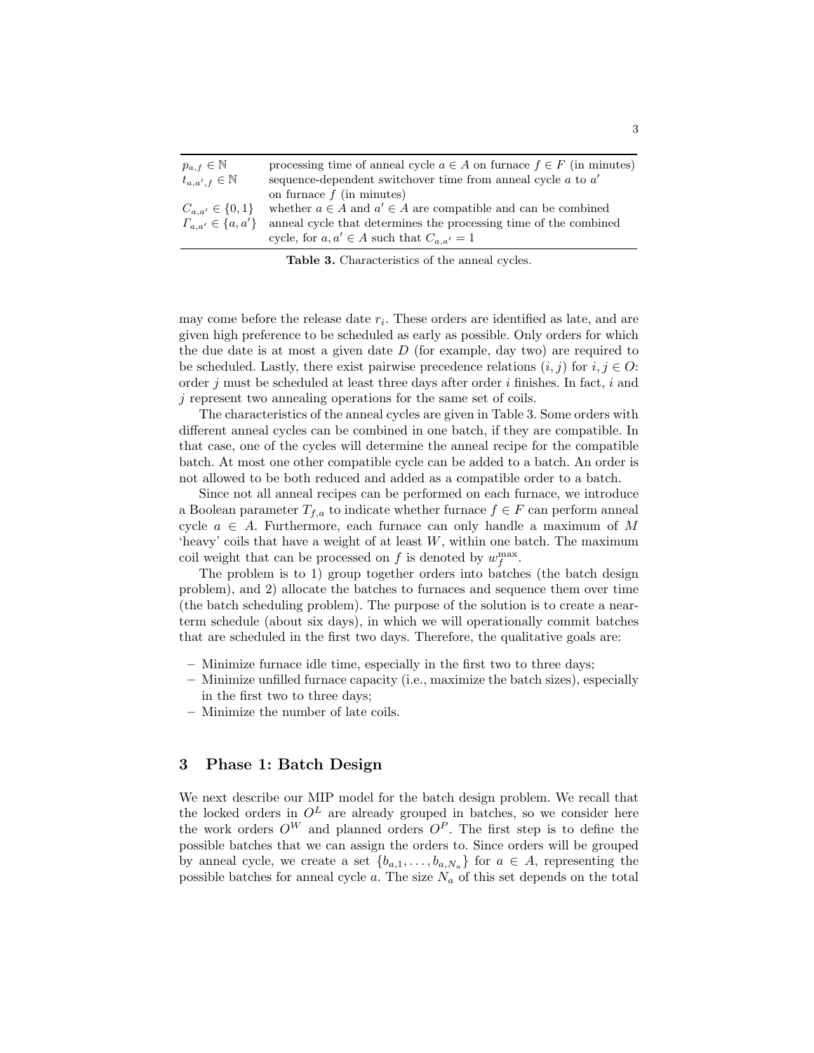| | |
|---|---|
| $p_{a,f} \in \mathbb{N}$ | processing time of anneal cycle $a \in A$ on furnace $f \in F$ (in minutes) |
| $t_{a,a',f} \in \mathbb{N}$ | sequence-dependent switchover time from anneal cycle $a$ to $a'$ on furnace $f$ (in minutes) |
| $C_{a,a'} \in \{0,1\}$ | whether $a \in A$ and $a' \in A$ are compatible and can be combined |
| $\Gamma_{a,a'} \in \{a,a'\}$ | anneal cycle that determines the processing time of the combined cycle, for $a, a' \in A$ such that $C_{a,a'} = 1$ |

**Table 3.** Characteristics of the anneal cycles.

may come before the release date $r_i$. These orders are identified as late, and are given high preference to be scheduled as early as possible. Only orders for which the due date is at most a given date $D$ (for example, day two) are required to be scheduled. Lastly, there exist pairwise precedence relations $(i,j)$ for $i,j \in O$: order $j$ must be scheduled at least three days after order $i$ finishes. In fact, $i$ and $j$ represent two annealing operations for the same set of coils.

The characteristics of the anneal cycles are given in Table 3. Some orders with different anneal cycles can be combined in one batch, if they are compatible. In that case, one of the cycles will determine the anneal recipe for the compatible batch. At most one other compatible cycle can be added to a batch. An order is not allowed to be both reduced and added as a compatible order to a batch.

Since not all anneal recipes can be performed on each furnace, we introduce a Boolean parameter $T_{f,a}$ to indicate whether furnace $f \in F$ can perform anneal cycle $a \in A$. Furthermore, each furnace can only handle a maximum of $M$ 'heavy' coils that have a weight of at least $W$, within one batch. The maximum coil weight that can be processed on $f$ is denoted by $w_f^{\max}$.

The problem is to 1) group together orders into batches (the batch design problem), and 2) allocate the batches to furnaces and sequence them over time (the batch scheduling problem). The purpose of the solution is to create a near-term schedule (about six days), in which we will operationally commit batches that are scheduled in the first two days. Therefore, the qualitative goals are:

- Minimize furnace idle time, especially in the first two to three days;
- Minimize unfilled furnace capacity (i.e., maximize the batch sizes), especially in the first two to three days;
- Minimize the number of late coils.

## 3 Phase 1: Batch Design

We next describe our MIP model for the batch design problem. We recall that the locked orders in $O^L$ are already grouped in batches, so we consider here the work orders $O^W$ and planned orders $O^P$. The first step is to define the possible batches that we can assign the orders to. Since orders will be grouped by anneal cycle, we create a set $\{b_{a,1}, \ldots, b_{a,N_a}\}$ for $a \in A$, representing the possible batches for anneal cycle $a$. The size $N_a$ of this set depends on the total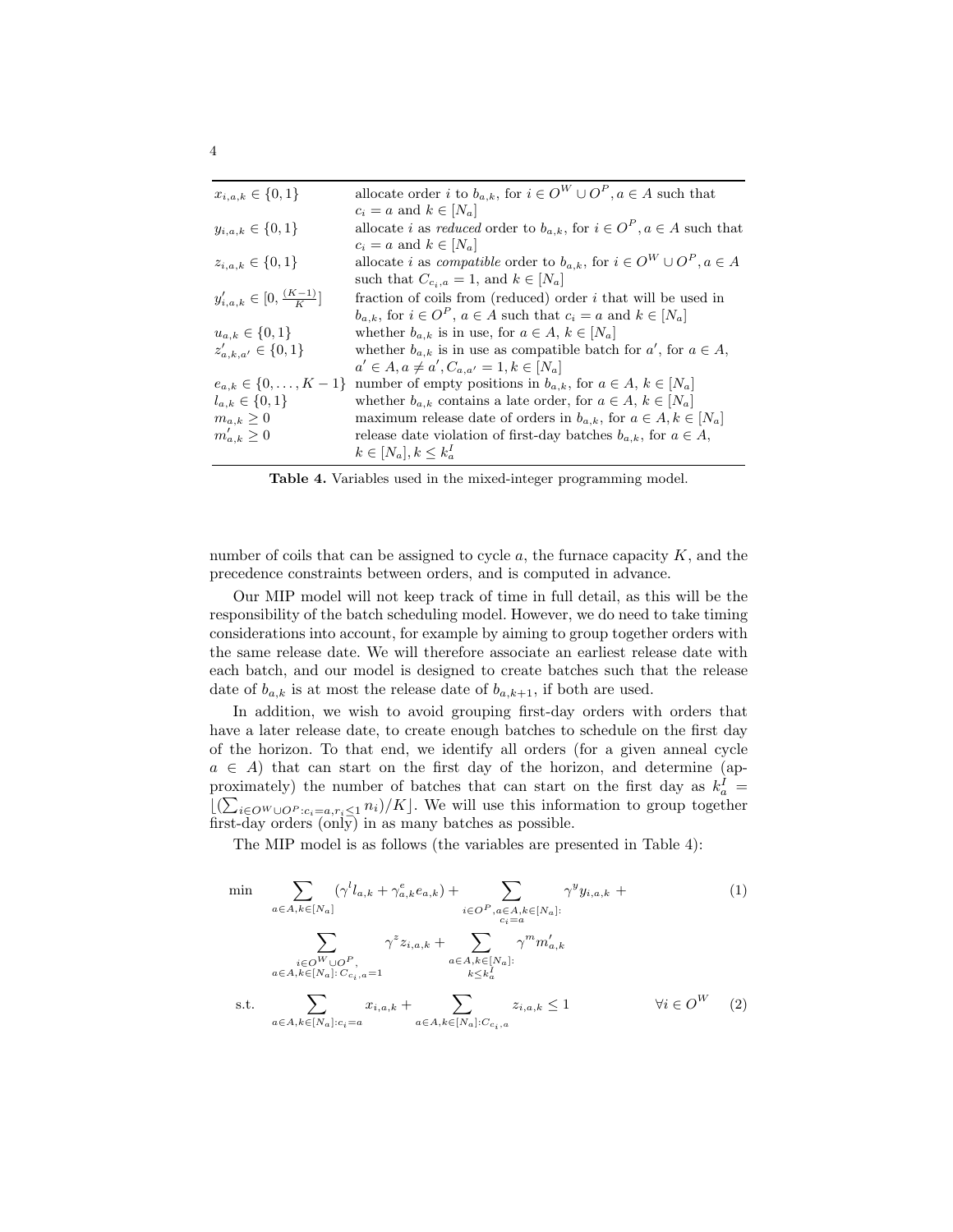| | |
|---|---|
| $x_{i,a,k} \in \{0,1\}$ | allocate order $i$ to $b_{a,k}$, for $i \in O^W \cup O^P, a \in A$ such that $c_i = a$ and $k \in [N_a]$ |
| $y_{i,a,k} \in \{0,1\}$ | allocate $i$ as *reduced* order to $b_{a,k}$, for $i \in O^P, a \in A$ such that $c_i = a$ and $k \in [N_a]$ |
| $z_{i,a,k} \in \{0,1\}$ | allocate $i$ as *compatible* order to $b_{a,k}$, for $i \in O^W \cup O^P, a \in A$ such that $C_{c_i,a} = 1$, and $k \in [N_a]$ |
| $y'_{i,a,k} \in [0, \frac{(K-1)}{K}]$ | fraction of coils from (reduced) order $i$ that will be used in $b_{a,k}$, for $i \in O^P$, $a \in A$ such that $c_i = a$ and $k \in [N_a]$ |
| $u_{a,k} \in \{0,1\}$ | whether $b_{a,k}$ is in use, for $a \in A$, $k \in [N_a]$ |
| $z'_{a,k,a'} \in \{0,1\}$ | whether $b_{a,k}$ is in use as compatible batch for $a'$, for $a \in A$, $a' \in A, a \neq a', C_{a,a'} = 1, k \in [N_a]$ |
| $e_{a,k} \in \{0,\ldots,K-1\}$ | number of empty positions in $b_{a,k}$, for $a \in A$, $k \in [N_a]$ |
| $l_{a,k} \in \{0,1\}$ | whether $b_{a,k}$ contains a late order, for $a \in A$, $k \in [N_a]$ |
| $m_{a,k} \geq 0$ | maximum release date of orders in $b_{a,k}$, for $a \in A, k \in [N_a]$ |
| $m'_{a,k} \geq 0$ | release date violation of first-day batches $b_{a,k}$, for $a \in A$, $k \in [N_a], k \leq k^I_a$ |

**Table 4.** Variables used in the mixed-integer programming model.

number of coils that can be assigned to cycle $a$, the furnace capacity $K$, and the precedence constraints between orders, and is computed in advance.

Our MIP model will not keep track of time in full detail, as this will be the responsibility of the batch scheduling model. However, we do need to take timing considerations into account, for example by aiming to group together orders with the same release date. We will therefore associate an earliest release date with each batch, and our model is designed to create batches such that the release date of $b_{a,k}$ is at most the release date of $b_{a,k+1}$, if both are used.

In addition, we wish to avoid grouping first-day orders with orders that have a later release date, to create enough batches to schedule on the first day of the horizon. To that end, we identify all orders (for a given anneal cycle $a \in A$) that can start on the first day of the horizon, and determine (approximately) the number of batches that can start on the first day as $k^I_a = \lfloor (\sum_{i \in O^W \cup O^P : c_i = a, r_i \leq 1} n_i)/K \rfloor$. We will use this information to group together first-day orders (only) in as many batches as possible.

The MIP model is as follows (the variables are presented in Table 4):

$$\min \quad \sum_{a \in A, k \in [N_a]} (\gamma^l l_{a,k} + \gamma^e_{a,k} e_{a,k}) + \sum_{\substack{i \in O^P, a \in A, k \in [N_a]: \\ c_i = a}} \gamma^y y_{i,a,k} + \sum_{\substack{i \in O^W \cup O^P, \\ a \in A, k \in [N_a]: C_{c_i,a} = 1}} \gamma^z z_{i,a,k} + \sum_{\substack{a \in A, k \in [N_a]: \\ k \leq k^I_a}} \gamma^m m'_{a,k} \tag{1}$$

$$\text{s.t.} \quad \sum_{a \in A, k \in [N_a]: c_i = a} x_{i,a,k} + \sum_{a \in A, k \in [N_a]: C_{c_i,a}} z_{i,a,k} \leq 1 \qquad \forall i \in O^W \tag{2}$$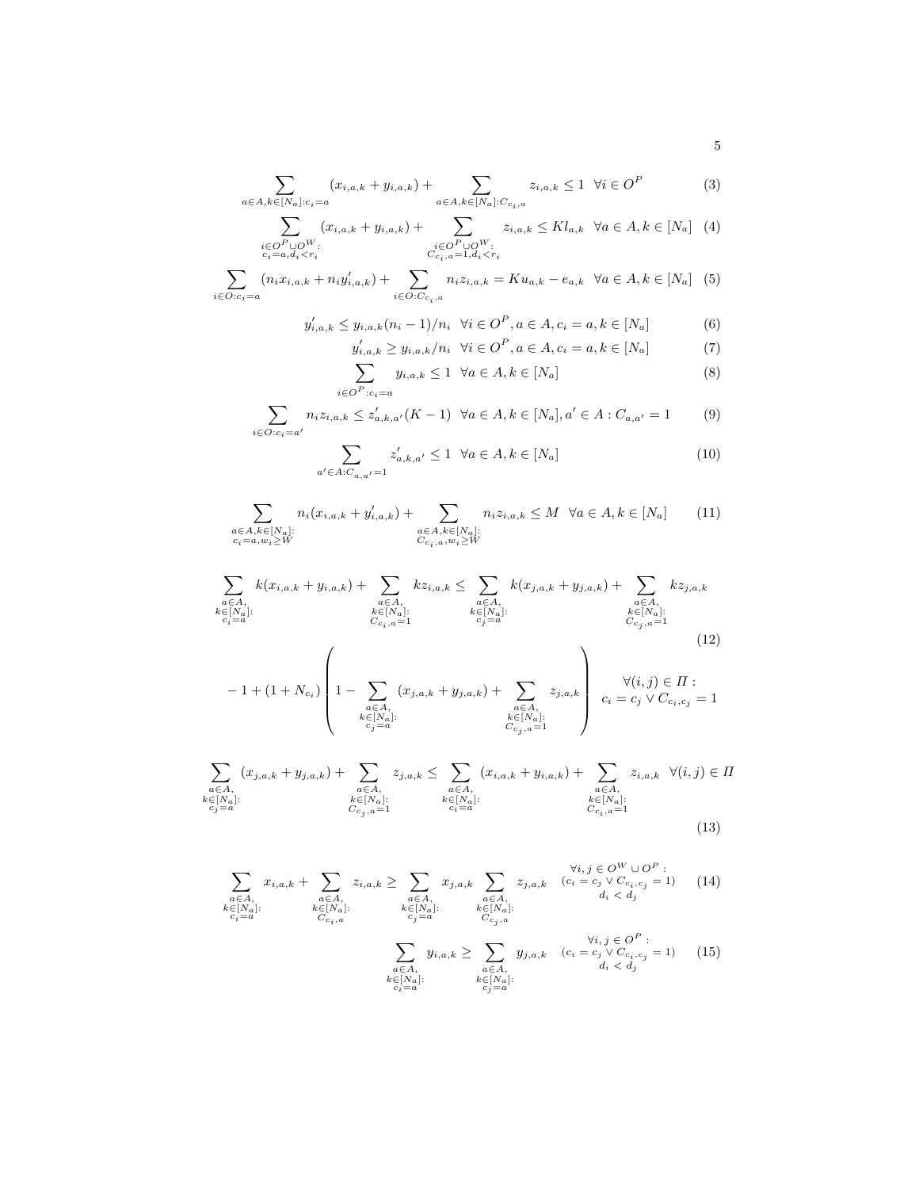$$\sum_{a \in A, k \in [N_a]: c_i = a} (x_{i,a,k} + y_{i,a,k}) + \sum_{a \in A, k \in [N_a]: C_{c_i,a}} z_{i,a,k} \leq 1 \quad \forall i \in O^P \tag{3}$$

$$\sum_{\substack{i \in O^P \cup O^W: \\ c_i = a, d_i < r_i}} (x_{i,a,k} + y_{i,a,k}) + \sum_{\substack{i \in O^P \cup O^W: \\ C_{c_i,a}=1, d_i < r_i}} z_{i,a,k} \leq K l_{a,k} \quad \forall a \in A, k \in [N_a] \tag{4}$$

$$\sum_{i \in O: c_i = a} (n_i x_{i,a,k} + n_i y'_{i,a,k}) + \sum_{i \in O: C_{c_i,a}} n_i z_{i,a,k} = K u_{a,k} - e_{a,k} \quad \forall a \in A, k \in [N_a] \tag{5}$$

$$y'_{i,a,k} \leq y_{i,a,k}(n_i - 1)/n_i \quad \forall i \in O^P, a \in A, c_i = a, k \in [N_a] \tag{6}$$

$$y'_{i,a,k} \geq y_{i,a,k}/n_i \quad \forall i \in O^P, a \in A, c_i = a, k \in [N_a] \tag{7}$$

$$\sum_{i \in O^P: c_i = a} y_{i,a,k} \leq 1 \quad \forall a \in A, k \in [N_a] \tag{8}$$

$$\sum_{i \in O: c_i = a'} n_i z_{i,a,k} \leq z'_{a,k,a'}(K - 1) \quad \forall a \in A, k \in [N_a], a' \in A : C_{a,a'} = 1 \tag{9}$$

$$\sum_{a' \in A: C_{a,a'} = 1} z'_{a,k,a'} \leq 1 \quad \forall a \in A, k \in [N_a] \tag{10}$$

$$\sum_{\substack{a \in A, k \in [N_a]: \\ c_i = a, w_i \geq W}} n_i (x_{i,a,k} + y'_{i,a,k}) + \sum_{\substack{a \in A, k \in [N_a]: \\ C_{c_i,a}, w_i \geq W}} n_i z_{i,a,k} \leq M \quad \forall a \in A, k \in [N_a] \tag{11}$$

$$\begin{aligned} \sum_{\substack{a \in A, \\ k \in [N_a]: \\ c_i = a}} k(x_{i,a,k} + y_{i,a,k}) + \sum_{\substack{a \in A, \\ k \in [N_a]: \\ C_{c_i,a}=1}} k z_{i,a,k} \leq \sum_{\substack{a \in A, \\ k \in [N_a]: \\ c_j = a}} k(x_{j,a,k} + y_{j,a,k}) + \sum_{\substack{a \in A, \\ k \in [N_a]: \\ C_{c_j,a}=1}} k z_{j,a,k} \\ - 1 + (1 + N_{c_i}) \left( 1 - \sum_{\substack{a \in A, \\ k \in [N_a]: \\ c_j = a}} (x_{j,a,k} + y_{j,a,k}) + \sum_{\substack{a \in A, \\ k \in [N_a]: \\ C_{c_j,a}=1}} z_{j,a,k} \right) \quad \begin{matrix} \forall (i,j) \in \Pi : \\ c_i = c_j \vee C_{c_i,c_j} = 1 \end{matrix} \end{aligned} \tag{12}$$

$$\sum_{\substack{a \in A, \\ k \in [N_a]: \\ c_j = a}} (x_{j,a,k} + y_{j,a,k}) + \sum_{\substack{a \in A, \\ k \in [N_a]: \\ C_{c_j,a}=1}} z_{j,a,k} \leq \sum_{\substack{a \in A, \\ k \in [N_a]: \\ c_i = a}} (x_{i,a,k} + y_{i,a,k}) + \sum_{\substack{a \in A, \\ k \in [N_a]: \\ C_{c_i,a}=1}} z_{i,a,k} \quad \forall (i,j) \in \Pi \tag{13}$$

$$\sum_{\substack{a \in A, \\ k \in [N_a]: \\ c_i = a}} x_{i,a,k} + \sum_{\substack{a \in A, \\ k \in [N_a]: \\ C_{c_i,a}}} z_{i,a,k} \geq \sum_{\substack{a \in A, \\ k \in [N_a]: \\ c_j = a}} x_{j,a,k} \sum_{\substack{a \in A, \\ k \in [N_a]: \\ C_{c_j,a}}} z_{j,a,k} \quad \begin{matrix} \forall i,j \in O^W \cup O^P : \\ (c_i = c_j \vee C_{c_i,c_j} = 1) \\ d_i < d_j \end{matrix} \tag{14}$$

$$\sum_{\substack{a \in A, \\ k \in [N_a]: \\ c_i = a}} y_{i,a,k} \geq \sum_{\substack{a \in A, \\ k \in [N_a]: \\ c_j = a}} y_{j,a,k} \quad \begin{matrix} \forall i,j \in O^P : \\ (c_i = c_j \vee C_{c_i,c_j} = 1) \\ d_i < d_j \end{matrix} \tag{15}$$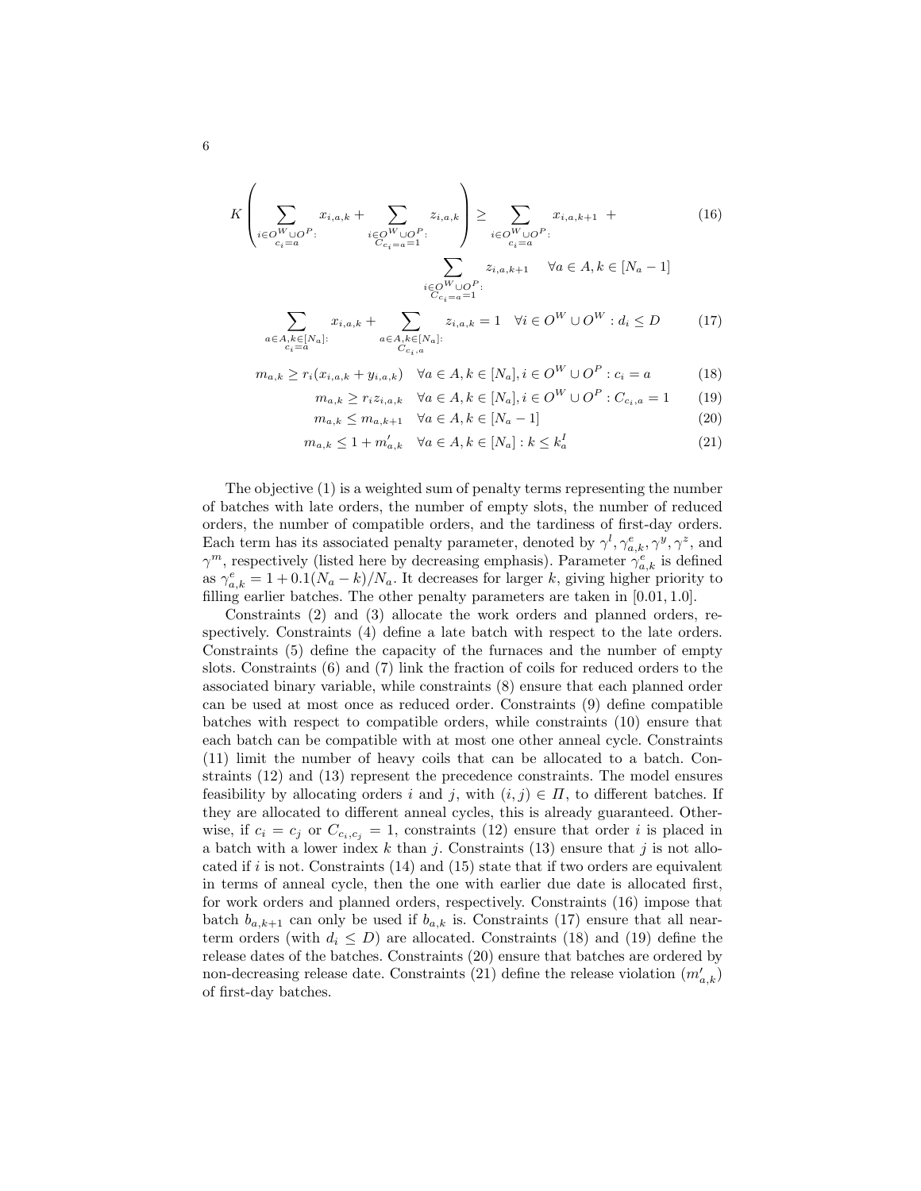$$K\left(\sum_{\substack{i\in O^W\cup O^P:\\ c_i=a}} x_{i,a,k} + \sum_{\substack{i\in O^W\cup O^P:\\ C_{c_i=a}=1}} z_{i,a,k}\right) \geq \sum_{\substack{i\in O^W\cup O^P:\\ c_i=a}} x_{i,a,k+1} + \sum_{\substack{i\in O^W\cup O^P:\\ C_{c_i=a}=1}} z_{i,a,k+1} \quad \forall a\in A, k\in[N_a-1] \tag{16}$$

$$\sum_{\substack{a\in A,k\in[N_a]:\\ c_i=a}} x_{i,a,k} + \sum_{\substack{a\in A,k\in[N_a]:\\ C_{c_i,a}}} z_{i,a,k} = 1 \quad \forall i\in O^W\cup O^W : d_i\leq D \tag{17}$$

$$m_{a,k} \geq r_i(x_{i,a,k}+y_{i,a,k}) \quad \forall a\in A, k\in[N_a], i\in O^W\cup O^P : c_i=a \tag{18}$$

$$m_{a,k} \geq r_i z_{i,a,k} \quad \forall a\in A, k\in[N_a], i\in O^W\cup O^P : C_{c_i,a}=1 \tag{19}$$

$$m_{a,k} \leq m_{a,k+1} \quad \forall a\in A, k\in[N_a-1] \tag{20}$$

$$m_{a,k} \leq 1+m'_{a,k} \quad \forall a\in A, k\in[N_a] : k\leq k_a^I \tag{21}$$

The objective (1) is a weighted sum of penalty terms representing the number of batches with late orders, the number of empty slots, the number of reduced orders, the number of compatible orders, and the tardiness of first-day orders. Each term has its associated penalty parameter, denoted by $\gamma^l, \gamma^e_{a,k}, \gamma^y, \gamma^z$, and $\gamma^m$, respectively (listed here by decreasing emphasis). Parameter $\gamma^e_{a,k}$ is defined as $\gamma^e_{a,k} = 1 + 0.1(N_a - k)/N_a$. It decreases for larger $k$, giving higher priority to filling earlier batches. The other penalty parameters are taken in $[0.01, 1.0]$.

Constraints (2) and (3) allocate the work orders and planned orders, respectively. Constraints (4) define a late batch with respect to the late orders. Constraints (5) define the capacity of the furnaces and the number of empty slots. Constraints (6) and (7) link the fraction of coils for reduced orders to the associated binary variable, while constraints (8) ensure that each planned order can be used at most once as reduced order. Constraints (9) define compatible batches with respect to compatible orders, while constraints (10) ensure that each batch can be compatible with at most one other anneal cycle. Constraints (11) limit the number of heavy coils that can be allocated to a batch. Constraints (12) and (13) represent the precedence constraints. The model ensures feasibility by allocating orders $i$ and $j$, with $(i,j)\in\Pi$, to different batches. If they are allocated to different anneal cycles, this is already guaranteed. Otherwise, if $c_i = c_j$ or $C_{c_i,c_j} = 1$, constraints (12) ensure that order $i$ is placed in a batch with a lower index $k$ than $j$. Constraints (13) ensure that $j$ is not allocated if $i$ is not. Constraints (14) and (15) state that if two orders are equivalent in terms of anneal cycle, then the one with earlier due date is allocated first, for work orders and planned orders, respectively. Constraints (16) impose that batch $b_{a,k+1}$ can only be used if $b_{a,k}$ is. Constraints (17) ensure that all near-term orders (with $d_i \leq D$) are allocated. Constraints (18) and (19) define the release dates of the batches. Constraints (20) ensure that batches are ordered by non-decreasing release date. Constraints (21) define the release violation ($m'_{a,k}$) of first-day batches.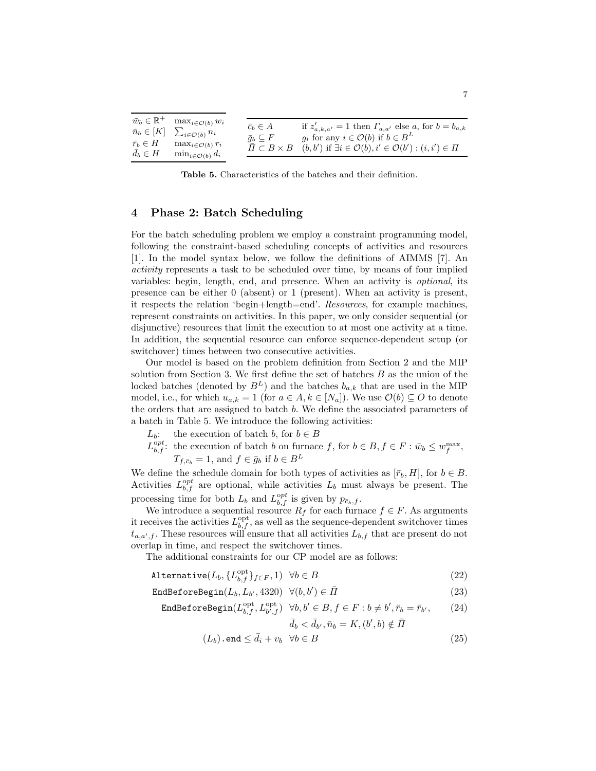| | |
|---|---|
| $\bar{w}_b \in \mathbb{R}^+$ | $\max_{i \in \mathcal{O}(b)} w_i$ |
| $\bar{n}_b \in [K]$ | $\sum_{i \in \mathcal{O}(b)} n_i$ |
| $\bar{r}_b \in H$ | $\max_{i \in \mathcal{O}(b)} r_i$ |
| $\bar{d}_b \in H$ | $\min_{i \in \mathcal{O}(b)} d_i$ |

| | |
|---|---|
| $\bar{c}_b \in A$ | if $z'_{a,k,a'} = 1$ then $\Gamma_{a,a'}$ else $a$, for $b = b_{a,k}$ |
| $\bar{g}_b \subseteq F$ | $g_i$ for any $i \in \mathcal{O}(b)$ if $b \in B^L$ |
| $\bar{\Pi} \subset B \times B$ | $(b, b')$ if $\exists i \in \mathcal{O}(b), i' \in \mathcal{O}(b') : (i, i') \in \Pi$ |

**Table 5.** Characteristics of the batches and their definition.

## 4 Phase 2: Batch Scheduling

For the batch scheduling problem we employ a constraint programming model, following the constraint-based scheduling concepts of activities and resources [1]. In the model syntax below, we follow the definitions of AIMMS [7]. An *activity* represents a task to be scheduled over time, by means of four implied variables: begin, length, end, and presence. When an activity is *optional*, its presence can be either 0 (absent) or 1 (present). When an activity is present, it respects the relation 'begin+length=end'. *Resources*, for example machines, represent constraints on activities. In this paper, we only consider sequential (or disjunctive) resources that limit the execution to at most one activity at a time. In addition, the sequential resource can enforce sequence-dependent setup (or switchover) times between two consecutive activities.

Our model is based on the problem definition from Section 2 and the MIP solution from Section 3. We first define the set of batches $B$ as the union of the locked batches (denoted by $B^L$) and the batches $b_{a,k}$ that are used in the MIP model, i.e., for which $u_{a,k} = 1$ (for $a \in A, k \in [N_a]$). We use $\mathcal{O}(b) \subseteq O$ to denote the orders that are assigned to batch $b$. We define the associated parameters of a batch in Table 5. We introduce the following activities:

- $L_b$: the execution of batch $b$, for $b \in B$
- $L^{opt}_{b,f}$: the execution of batch $b$ on furnace $f$, for $b \in B, f \in F : \bar{w}_b \leq w^{\max}_f$, $T_{f,\bar{c}_b} = 1$, and $f \in \bar{g}_b$ if $b \in B^L$

We define the schedule domain for both types of activities as $[\bar{r}_b, H]$, for $b \in B$. Activities $L^{opt}_{b,f}$ are optional, while activities $L_b$ must always be present. The processing time for both $L_b$ and $L^{opt}_{b,f}$ is given by $p_{\bar{c}_b,f}$.

We introduce a sequential resource $R_f$ for each furnace $f \in F$. As arguments it receives the activities $L^{\text{opt}}_{b,f}$, as well as the sequence-dependent switchover times $t_{a,a',f}$. These resources will ensure that all activities $L_{b,f}$ that are present do not overlap in time, and respect the switchover times.

The additional constraints for our CP model are as follows:

$$\texttt{Alternative}(L_b, \{L^{\text{opt}}_{b,f}\}_{f \in F}, 1) \quad \forall b \in B \tag{22}$$

$$\texttt{EndBeforeBegin}(L_b, L_{b'}, 4320) \quad \forall (b, b') \in \bar{\Pi} \tag{23}$$

$$\texttt{EndBeforeBegin}(L^{\text{opt}}_{b,f}, L^{\text{opt}}_{b',f}) \quad \forall b, b' \in B, f \in F : b \neq b', \bar{r}_b = \bar{r}_{b'}, \bar{d}_b < \bar{d}_{b'}, \bar{n}_b = K, (b', b) \notin \bar{\Pi} \tag{24}$$

$$(L_b)\texttt{.end} \leq \bar{d}_i + v_b \quad \forall b \in B \tag{25}$$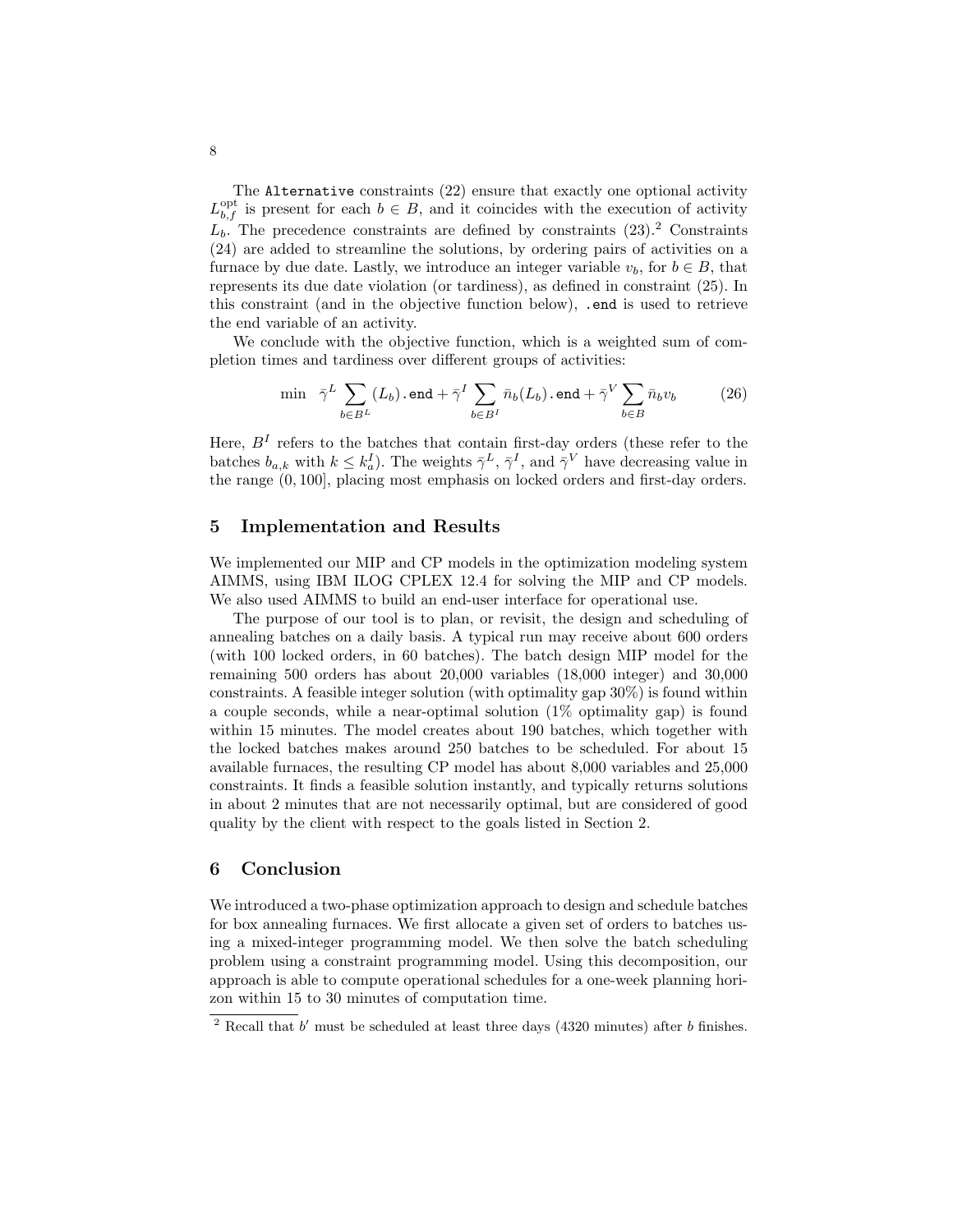The `Alternative` constraints (22) ensure that exactly one optional activity $L_{b,f}^{\text{opt}}$ is present for each $b \in B$, and it coincides with the execution of activity $L_b$. The precedence constraints are defined by constraints (23).[2] Constraints (24) are added to streamline the solutions, by ordering pairs of activities on a furnace by due date. Lastly, we introduce an integer variable $v_b$, for $b \in B$, that represents its due date violation (or tardiness), as defined in constraint (25). In this constraint (and in the objective function below), `.end` is used to retrieve the end variable of an activity.

We conclude with the objective function, which is a weighted sum of completion times and tardiness over different groups of activities:

$$\min \quad \bar{\gamma}^L \sum_{b \in B^L} (L_b)\texttt{.end} + \bar{\gamma}^I \sum_{b \in B^I} \bar{n}_b (L_b)\texttt{.end} + \bar{\gamma}^V \sum_{b \in B} \bar{n}_b v_b \tag{26}$$

Here, $B^I$ refers to the batches that contain first-day orders (these refer to the batches $b_{a,k}$ with $k \leq k_a^I$). The weights $\bar{\gamma}^L$, $\bar{\gamma}^I$, and $\bar{\gamma}^V$ have decreasing value in the range $(0, 100]$, placing most emphasis on locked orders and first-day orders.

## 5 Implementation and Results

We implemented our MIP and CP models in the optimization modeling system AIMMS, using IBM ILOG CPLEX 12.4 for solving the MIP and CP models. We also used AIMMS to build an end-user interface for operational use.

The purpose of our tool is to plan, or revisit, the design and scheduling of annealing batches on a daily basis. A typical run may receive about 600 orders (with 100 locked orders, in 60 batches). The batch design MIP model for the remaining 500 orders has about 20,000 variables (18,000 integer) and 30,000 constraints. A feasible integer solution (with optimality gap 30%) is found within a couple seconds, while a near-optimal solution (1% optimality gap) is found within 15 minutes. The model creates about 190 batches, which together with the locked batches makes around 250 batches to be scheduled. For about 15 available furnaces, the resulting CP model has about 8,000 variables and 25,000 constraints. It finds a feasible solution instantly, and typically returns solutions in about 2 minutes that are not necessarily optimal, but are considered of good quality by the client with respect to the goals listed in Section 2.

## 6 Conclusion

We introduced a two-phase optimization approach to design and schedule batches for box annealing furnaces. We first allocate a given set of orders to batches using a mixed-integer programming model. We then solve the batch scheduling problem using a constraint programming model. Using this decomposition, our approach is able to compute operational schedules for a one-week planning horizon within 15 to 30 minutes of computation time.

[2] Recall that $b'$ must be scheduled at least three days (4320 minutes) after $b$ finishes.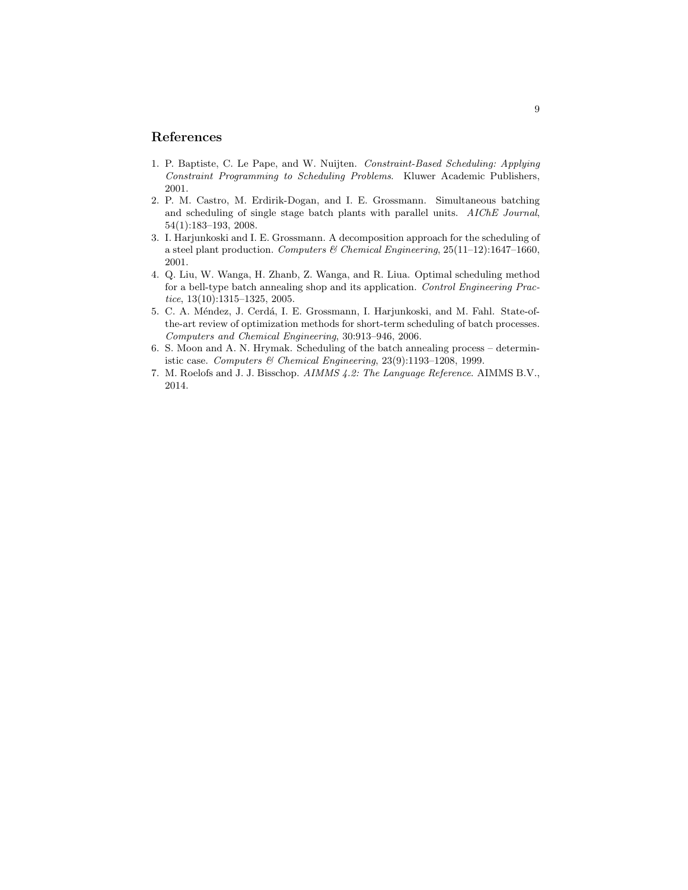## References

1. P. Baptiste, C. Le Pape, and W. Nuijten. *Constraint-Based Scheduling: Applying Constraint Programming to Scheduling Problems*. Kluwer Academic Publishers, 2001.
2. P. M. Castro, M. Erdirik-Dogan, and I. E. Grossmann. Simultaneous batching and scheduling of single stage batch plants with parallel units. *AIChE Journal*, 54(1):183–193, 2008.
3. I. Harjunkoski and I. E. Grossmann. A decomposition approach for the scheduling of a steel plant production. *Computers & Chemical Engineering*, 25(11–12):1647–1660, 2001.
4. Q. Liu, W. Wanga, H. Zhanb, Z. Wanga, and R. Liua. Optimal scheduling method for a bell-type batch annealing shop and its application. *Control Engineering Practice*, 13(10):1315–1325, 2005.
5. C. A. Méndez, J. Cerdá, I. E. Grossmann, I. Harjunkoski, and M. Fahl. State-of-the-art review of optimization methods for short-term scheduling of batch processes. *Computers and Chemical Engineering*, 30:913–946, 2006.
6. S. Moon and A. N. Hrymak. Scheduling of the batch annealing process – deterministic case. *Computers & Chemical Engineering*, 23(9):1193–1208, 1999.
7. M. Roelofs and J. J. Bisschop. *AIMMS 4.2: The Language Reference*. AIMMS B.V., 2014.